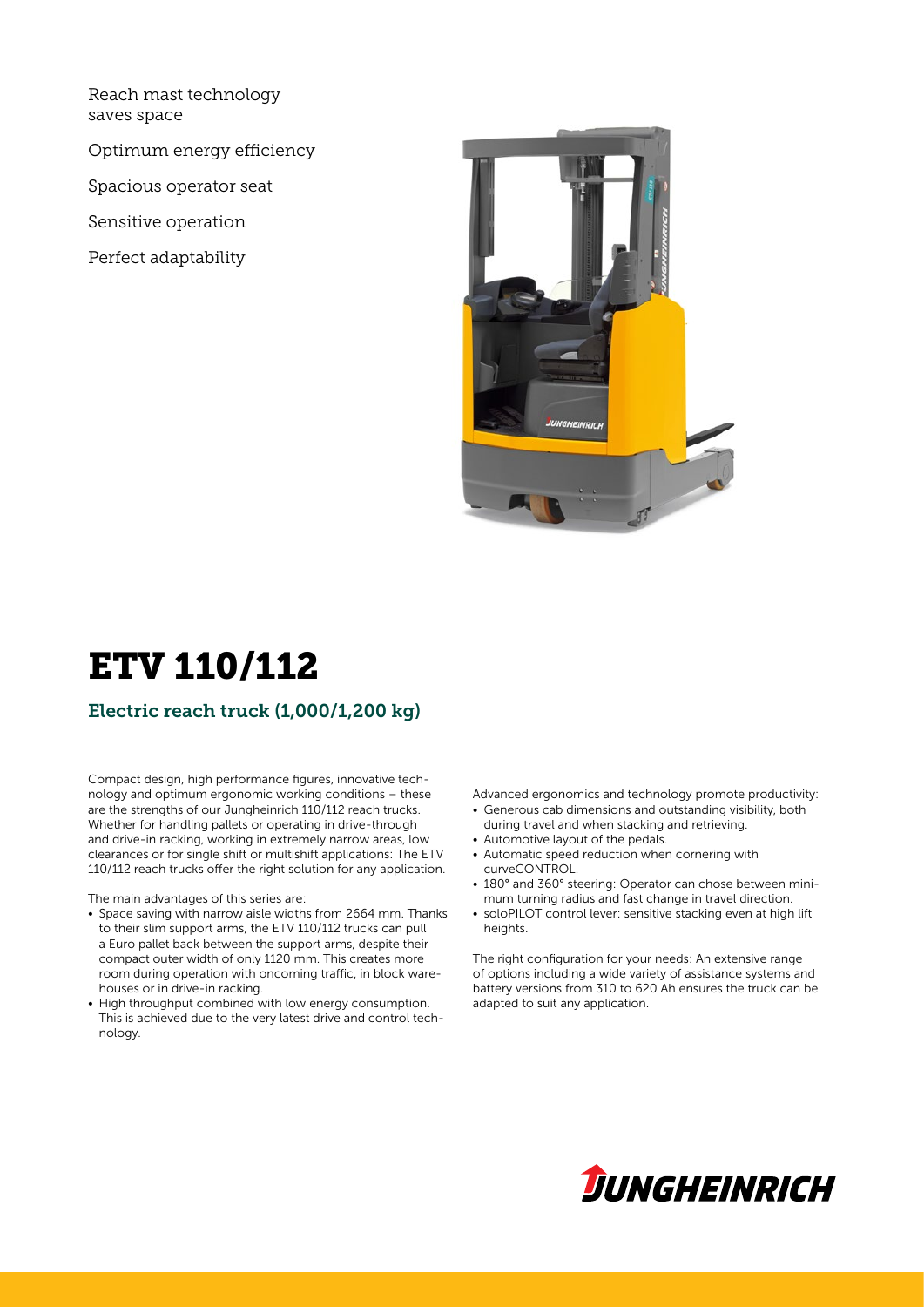Reach mast technology saves space

Optimum energy efficiency

Spacious operator seat

Sensitive operation

Perfect adaptability

# ETV 110/112

## Electric reach truck (1,000/1,200 kg)

Compact design, high performance figures, innovative technology and optimum ergonomic working conditions – these are the strengths of our Jungheinrich 110/112 reach trucks. Whether for handling pallets or operating in drive-through and drive-in racking, working in extremely narrow areas, low clearances or for single shift or multishift applications: The ETV 110/112 reach trucks offer the right solution for any application.

The main advantages of this series are:

- Space saving with narrow aisle widths from 2664 mm. Thanks to their slim support arms, the ETV 110/112 trucks can pull a Euro pallet back between the support arms, despite their compact outer width of only 1120 mm. This creates more room during operation with oncoming traffic, in block warehouses or in drive-in racking.
- High throughput combined with low energy consumption. This is achieved due to the very latest drive and control technology.

Advanced ergonomics and technology promote productivity:

- Generous cab dimensions and outstanding visibility, both during travel and when stacking and retrieving.
- Automotive layout of the pedals.
- Automatic speed reduction when cornering with curveCONTROL.
- 180° and 360° steering: Operator can chose between minimum turning radius and fast change in travel direction.
- soloPILOT control lever: sensitive stacking even at high lift heights.

The right configuration for your needs: An extensive range of options including a wide variety of assistance systems and battery versions from 310 to 620 Ah ensures the truck can be adapted to suit any application.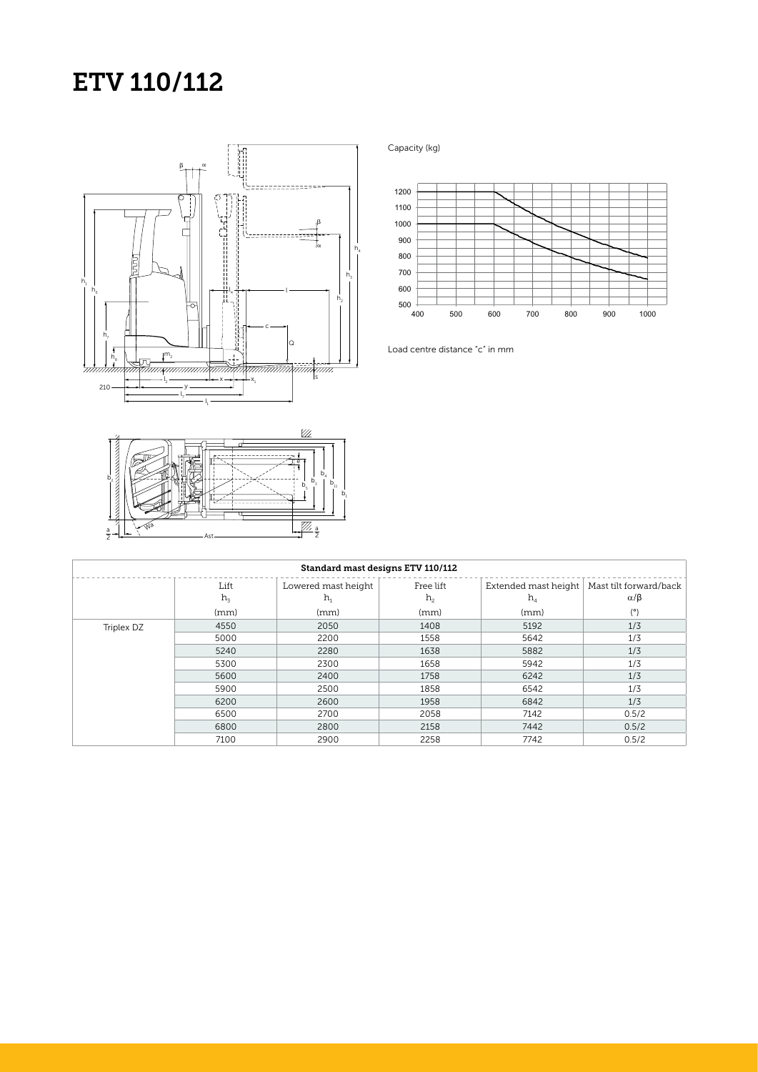# ETV 110/112

Capacity (kg)

Load centre distance "c" in mm

| Standard mast designs ETV 110/112 | | | | | |
|---|---|---|---|---|---|
| | Lift $h_3$ (mm) | Lowered mast height $h_1$ (mm) | Free lift $h_2$ (mm) | Extended mast height $h_4$ (mm) | Mast tilt forward/back $\alpha/\beta$ (°) |
| Triplex DZ | 4550 | 2050 | 1408 | 5192 | 1/3 |
| | 5000 | 2200 | 1558 | 5642 | 1/3 |
| | 5240 | 2280 | 1638 | 5882 | 1/3 |
| | 5300 | 2300 | 1658 | 5942 | 1/3 |
| | 5600 | 2400 | 1758 | 6242 | 1/3 |
| | 5900 | 2500 | 1858 | 6542 | 1/3 |
| | 6200 | 2600 | 1958 | 6842 | 1/3 |
| | 6500 | 2700 | 2058 | 7142 | 0.5/2 |
| | 6800 | 2800 | 2158 | 7442 | 0.5/2 |
| | 7100 | 2900 | 2258 | 7742 | 0.5/2 |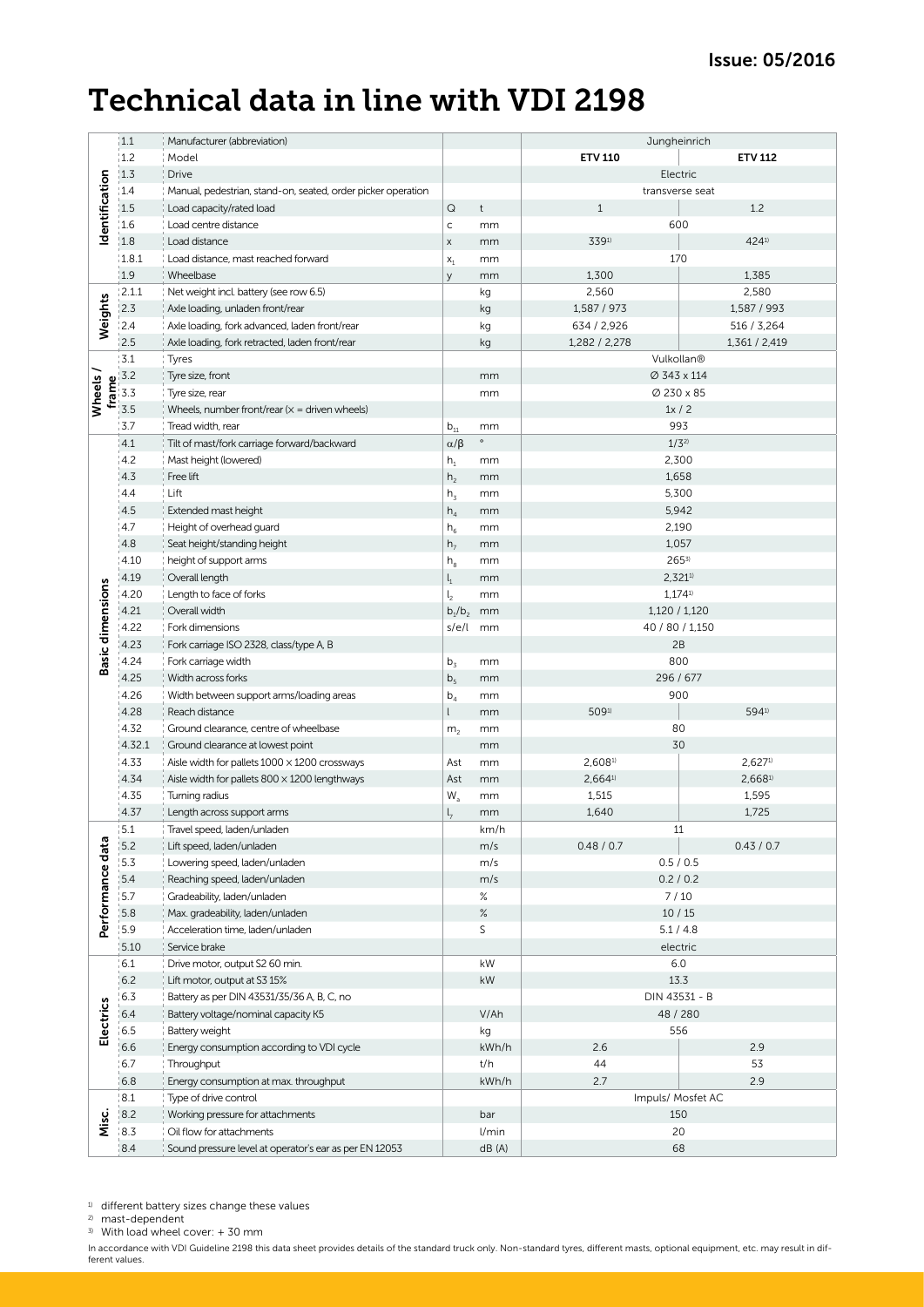Issue: 05/2016

# Technical data in line with VDI 2198

| | | | | | ETV 110 | ETV 112 |
|---|---|---|---|---|---|---|
| **Identification** | 1.1 | Manufacturer (abbreviation) | | | Jungheinrich | |
| | 1.2 | Model | | | **ETV 110** | **ETV 112** |
| | 1.3 | Drive | | | Electric | |
| | 1.4 | Manual, pedestrian, stand-on, seated, order picker operation | | | transverse seat | |
| | 1.5 | Load capacity/rated load | Q | t | 1 | 1.2 |
| | 1.6 | Load centre distance | c | mm | 600 | |
| | 1.8 | Load distance | x | mm | 339[1] | 424[1] |
| | 1.8.1 | Load distance, mast reached forward | $x_1$ | mm | 170 | |
| | 1.9 | Wheelbase | y | mm | 1,300 | 1,385 |
| **Weights** | 2.1.1 | Net weight incl. battery (see row 6.5) | | kg | 2,560 | 2,580 |
| | 2.3 | Axle loading, unladen front/rear | | kg | 1,587 / 973 | 1,587 / 993 |
| | 2.4 | Axle loading, fork advanced, laden front/rear | | kg | 634 / 2,926 | 516 / 3,264 |
| | 2.5 | Axle loading, fork retracted, laden front/rear | | kg | 1,282 / 2,278 | 1,361 / 2,419 |
| **Wheels / frame** | 3.1 | Tyres | | | Vulkollan® | |
| | 3.2 | Tyre size, front | | mm | Ø 343 x 114 | |
| | 3.3 | Tyre size, rear | | mm | Ø 230 x 85 | |
| | 3.5 | Wheels, number front/rear (x = driven wheels) | | | 1x / 2 | |
| | 3.7 | Tread width, rear | $b_{11}$ | mm | 993 | |
| **Basic dimensions** | 4.1 | Tilt of mast/fork carriage forward/backward | $\alpha/\beta$ | ° | 1/3[2] | |
| | 4.2 | Mast height (lowered) | $h_1$ | mm | 2,300 | |
| | 4.3 | Free lift | $h_2$ | mm | 1,658 | |
| | 4.4 | Lift | $h_3$ | mm | 5,300 | |
| | 4.5 | Extended mast height | $h_4$ | mm | 5,942 | |
| | 4.7 | Height of overhead guard | $h_6$ | mm | 2,190 | |
| | 4.8 | Seat height/standing height | $h_7$ | mm | 1,057 | |
| | 4.10 | height of support arms | $h_8$ | mm | 265[3] | |
| | 4.19 | Overall length | $l_1$ | mm | 2,321[1] | |
| | 4.20 | Length to face of forks | $l_2$ | mm | 1,174[1] | |
| | 4.21 | Overall width | $b_1/b_2$ | mm | 1,120 / 1,120 | |
| | 4.22 | Fork dimensions | s/e/l | mm | 40 / 80 / 1,150 | |
| | 4.23 | Fork carriage ISO 2328, class/type A, B | | | 2B | |
| | 4.24 | Fork carriage width | $b_3$ | mm | 800 | |
| | 4.25 | Width across forks | $b_5$ | mm | 296 / 677 | |
| | 4.26 | Width between support arms/loading areas | $b_4$ | mm | 900 | |
| | 4.28 | Reach distance | l | mm | 509[1] | 594[1] |
| | 4.32 | Ground clearance, centre of wheelbase | $m_2$ | mm | 80 | |
| | 4.32.1 | Ground clearance at lowest point | | mm | 30 | |
| | 4.33 | Aisle width for pallets 1000 × 1200 crossways | Ast | mm | 2,608[1] | 2,627[1] |
| | 4.34 | Aisle width for pallets 800 × 1200 lengthways | Ast | mm | 2,664[1] | 2,668[1] |
| | 4.35 | Turning radius | $W_a$ | mm | 1,515 | 1,595 |
| | 4.37 | Length across support arms | $l_7$ | mm | 1,640 | 1,725 |
| **Performance data** | 5.1 | Travel speed, laden/unladen | | km/h | 11 | |
| | 5.2 | Lift speed, laden/unladen | | m/s | 0.48 / 0.7 | 0.43 / 0.7 |
| | 5.3 | Lowering speed, laden/unladen | | m/s | 0.5 / 0.5 | |
| | 5.4 | Reaching speed, laden/unladen | | m/s | 0.2 / 0.2 | |
| | 5.7 | Gradeability, laden/unladen | | % | 7 / 10 | |
| | 5.8 | Max. gradeability, laden/unladen | | % | 10 / 15 | |
| | 5.9 | Acceleration time, laden/unladen | | S | 5.1 / 4.8 | |
| | 5.10 | Service brake | | | electric | |
| **Electrics** | 6.1 | Drive motor, output S2 60 min. | | kW | 6.0 | |
| | 6.2 | Lift motor, output at S3 15% | | kW | 13.3 | |
| | 6.3 | Battery as per DIN 43531/35/36 A, B, C, no | | | DIN 43531 - B | |
| | 6.4 | Battery voltage/nominal capacity K5 | | V/Ah | 48 / 280 | |
| | 6.5 | Battery weight | | kg | 556 | |
| | 6.6 | Energy consumption according to VDI cycle | | kWh/h | 2.6 | 2.9 |
| | 6.7 | Throughput | | t/h | 44 | 53 |
| | 6.8 | Energy consumption at max. throughput | | kWh/h | 2.7 | 2.9 |
| **Misc.** | 8.1 | Type of drive control | | | Impuls/ Mosfet AC | |
| | 8.2 | Working pressure for attachments | | bar | 150 | |
| | 8.3 | Oil flow for attachments | | l/min | 20 | |
| | 8.4 | Sound pressure level at operator's ear as per EN 12053 | | dB (A) | 68 | |

[1] different battery sizes change these values
[2] mast-dependent
[3] With load wheel cover: + 30 mm

In accordance with VDI Guideline 2198 this data sheet provides details of the standard truck only. Non-standard tyres, different masts, optional equipment, etc. may result in different values.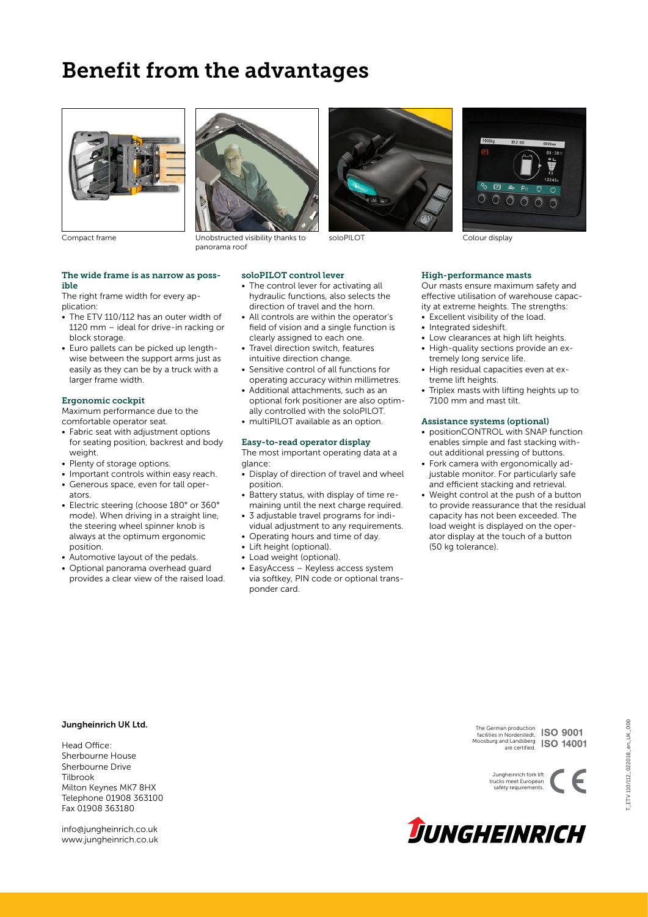# Benefit from the advantages

Compact frame

Unobstructed visibility thanks to panorama roof

soloPILOT

Colour display

### The wide frame is as narrow as possible

The right frame width for every application:

- The ETV 110/112 has an outer width of 1120 mm – ideal for drive-in racking or block storage.
- Euro pallets can be picked up lengthwise between the support arms just as easily as they can be by a truck with a larger frame width.

### Ergonomic cockpit

Maximum performance due to the comfortable operator seat.

- Fabric seat with adjustment options for seating position, backrest and body weight.
- Plenty of storage options.
- Important controls within easy reach.
- Generous space, even for tall operators.
- Electric steering (choose 180° or 360° mode). When driving in a straight line, the steering wheel spinner knob is always at the optimum ergonomic position.
- Automotive layout of the pedals.
- Optional panorama overhead guard provides a clear view of the raised load.

### soloPILOT control lever

- The control lever for activating all hydraulic functions, also selects the direction of travel and the horn.
- All controls are within the operator's field of vision and a single function is clearly assigned to each one.
- Travel direction switch, features intuitive direction change.
- Sensitive control of all functions for operating accuracy within millimetres.
- Additional attachments, such as an optional fork positioner are also optimally controlled with the soloPILOT.
- multiPILOT available as an option.

### Easy-to-read operator display

The most important operating data at a glance:

- Display of direction of travel and wheel position.
- Battery status, with display of time remaining until the next charge required.
- 3 adjustable travel programs for individual adjustment to any requirements.
- Operating hours and time of day.
- Lift height (optional).
- Load weight (optional).
- EasyAccess – Keyless access system via softkey, PIN code or optional transponder card.

### High-performance masts

Our masts ensure maximum safety and effective utilisation of warehouse capacity at extreme heights. The strengths:

- Excellent visibility of the load.
- Integrated sideshift.
- Low clearances at high lift heights.
- High-quality sections provide an extremely long service life.
- High residual capacities even at extreme lift heights.
- Triplex masts with lifting heights up to 7100 mm and mast tilt.

### Assistance systems (optional)

- positionCONTROL with SNAP function enables simple and fast stacking without additional pressing of buttons.
- Fork camera with ergonomically adjustable monitor. For particularly safe and efficient stacking and retrieval.
- Weight control at the push of a button to provide reassurance that the residual capacity has not been exceeded. The load weight is displayed on the operator display at the touch of a button (50 kg tolerance).

**Jungheinrich UK Ltd.**

Head Office:
Sherbourne House
Sherbourne Drive
Tilbrook
Milton Keynes MK7 8HX
Telephone 01908 363100
Fax 01908 363180

info@jungheinrich.co.uk
www.jungheinrich.co.uk

The German production facilities in Norderstedt, Moosburg and Landsberg are certified. **ISO 9001 ISO 14001**

Jungheinrich fork lift trucks meet European safety requirements. CE

JUNGHEINRICH

T_ETV 110/112_022018_en_UK_000